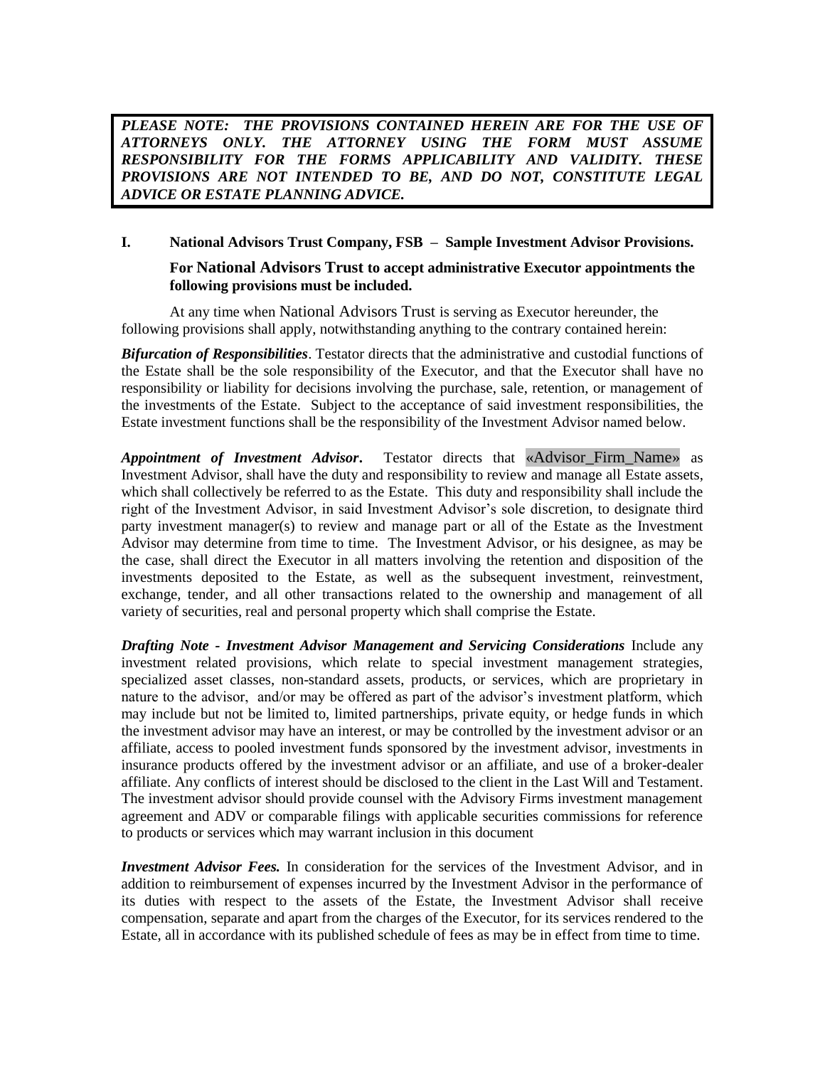***PLEASE NOTE: THE PROVISIONS CONTAINED HEREIN ARE FOR THE USE OF ATTORNEYS ONLY. THE ATTORNEY USING THE FORM MUST ASSUME RESPONSIBILITY FOR THE FORMS APPLICABILITY AND VALIDITY. THESE PROVISIONS ARE NOT INTENDED TO BE, AND DO NOT, CONSTITUTE LEGAL ADVICE OR ESTATE PLANNING ADVICE.***

## I. National Advisors Trust Company, FSB – Sample Investment Advisor Provisions.

**For National Advisors Trust to accept administrative Executor appointments the following provisions must be included.**

At any time when National Advisors Trust is serving as Executor hereunder, the following provisions shall apply, notwithstanding anything to the contrary contained herein:

***Bifurcation of Responsibilities***. Testator directs that the administrative and custodial functions of the Estate shall be the sole responsibility of the Executor, and that the Executor shall have no responsibility or liability for decisions involving the purchase, sale, retention, or management of the investments of the Estate. Subject to the acceptance of said investment responsibilities, the Estate investment functions shall be the responsibility of the Investment Advisor named below.

***Appointment of Investment Advisor***. Testator directs that «Advisor_Firm_Name» as Investment Advisor, shall have the duty and responsibility to review and manage all Estate assets, which shall collectively be referred to as the Estate. This duty and responsibility shall include the right of the Investment Advisor, in said Investment Advisor's sole discretion, to designate third party investment manager(s) to review and manage part or all of the Estate as the Investment Advisor may determine from time to time. The Investment Advisor, or his designee, as may be the case, shall direct the Executor in all matters involving the retention and disposition of the investments deposited to the Estate, as well as the subsequent investment, reinvestment, exchange, tender, and all other transactions related to the ownership and management of all variety of securities, real and personal property which shall comprise the Estate.

***Drafting Note - Investment Advisor Management and Servicing Considerations*** Include any investment related provisions, which relate to special investment management strategies, specialized asset classes, non-standard assets, products, or services, which are proprietary in nature to the advisor, and/or may be offered as part of the advisor's investment platform, which may include but not be limited to, limited partnerships, private equity, or hedge funds in which the investment advisor may have an interest, or may be controlled by the investment advisor or an affiliate, access to pooled investment funds sponsored by the investment advisor, investments in insurance products offered by the investment advisor or an affiliate, and use of a broker-dealer affiliate. Any conflicts of interest should be disclosed to the client in the Last Will and Testament. The investment advisor should provide counsel with the Advisory Firms investment management agreement and ADV or comparable filings with applicable securities commissions for reference to products or services which may warrant inclusion in this document

***Investment Advisor Fees.*** In consideration for the services of the Investment Advisor, and in addition to reimbursement of expenses incurred by the Investment Advisor in the performance of its duties with respect to the assets of the Estate, the Investment Advisor shall receive compensation, separate and apart from the charges of the Executor, for its services rendered to the Estate, all in accordance with its published schedule of fees as may be in effect from time to time.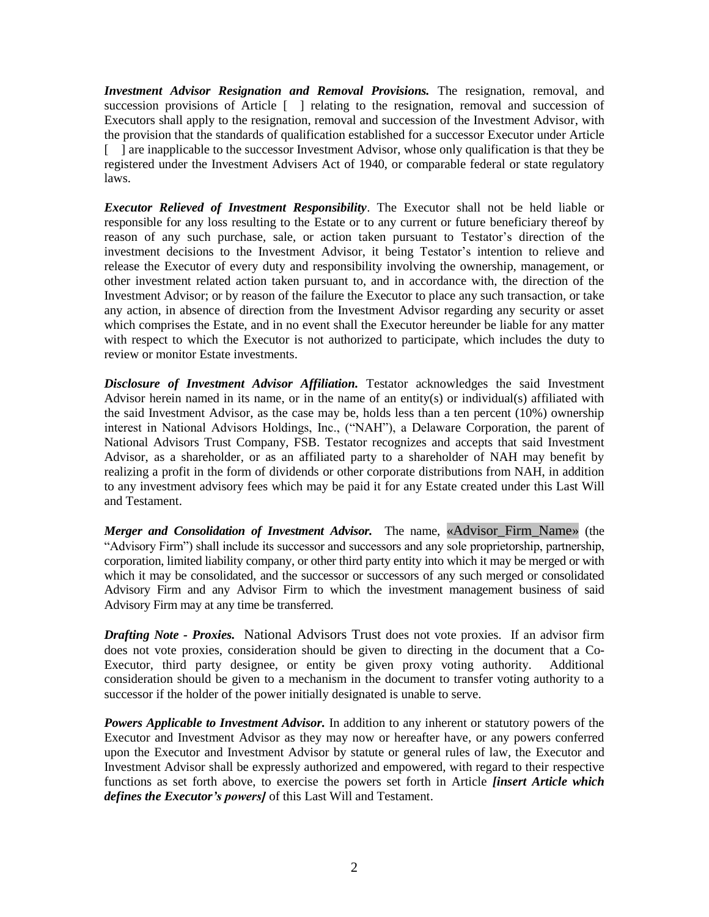***Investment Advisor Resignation and Removal Provisions.*** The resignation, removal, and succession provisions of Article [ ] relating to the resignation, removal and succession of Executors shall apply to the resignation, removal and succession of the Investment Advisor, with the provision that the standards of qualification established for a successor Executor under Article [ ] are inapplicable to the successor Investment Advisor, whose only qualification is that they be registered under the Investment Advisers Act of 1940, or comparable federal or state regulatory laws.

***Executor Relieved of Investment Responsibility***. The Executor shall not be held liable or responsible for any loss resulting to the Estate or to any current or future beneficiary thereof by reason of any such purchase, sale, or action taken pursuant to Testator's direction of the investment decisions to the Investment Advisor, it being Testator's intention to relieve and release the Executor of every duty and responsibility involving the ownership, management, or other investment related action taken pursuant to, and in accordance with, the direction of the Investment Advisor; or by reason of the failure the Executor to place any such transaction, or take any action, in absence of direction from the Investment Advisor regarding any security or asset which comprises the Estate, and in no event shall the Executor hereunder be liable for any matter with respect to which the Executor is not authorized to participate, which includes the duty to review or monitor Estate investments.

***Disclosure of Investment Advisor Affiliation.*** Testator acknowledges the said Investment Advisor herein named in its name, or in the name of an entity(s) or individual(s) affiliated with the said Investment Advisor, as the case may be, holds less than a ten percent (10%) ownership interest in National Advisors Holdings, Inc., ("NAH"), a Delaware Corporation, the parent of National Advisors Trust Company, FSB. Testator recognizes and accepts that said Investment Advisor, as a shareholder, or as an affiliated party to a shareholder of NAH may benefit by realizing a profit in the form of dividends or other corporate distributions from NAH, in addition to any investment advisory fees which may be paid it for any Estate created under this Last Will and Testament.

***Merger and Consolidation of Investment Advisor.*** The name, «Advisor_Firm_Name» (the "Advisory Firm") shall include its successor and successors and any sole proprietorship, partnership, corporation, limited liability company, or other third party entity into which it may be merged or with which it may be consolidated, and the successor or successors of any such merged or consolidated Advisory Firm and any Advisor Firm to which the investment management business of said Advisory Firm may at any time be transferred.

***Drafting Note - Proxies.*** National Advisors Trust does not vote proxies. If an advisor firm does not vote proxies, consideration should be given to directing in the document that a Co-Executor, third party designee, or entity be given proxy voting authority. Additional consideration should be given to a mechanism in the document to transfer voting authority to a successor if the holder of the power initially designated is unable to serve.

***Powers Applicable to Investment Advisor.*** In addition to any inherent or statutory powers of the Executor and Investment Advisor as they may now or hereafter have, or any powers conferred upon the Executor and Investment Advisor by statute or general rules of law, the Executor and Investment Advisor shall be expressly authorized and empowered, with regard to their respective functions as set forth above, to exercise the powers set forth in Article ***[insert Article which defines the Executor's powers]*** of this Last Will and Testament.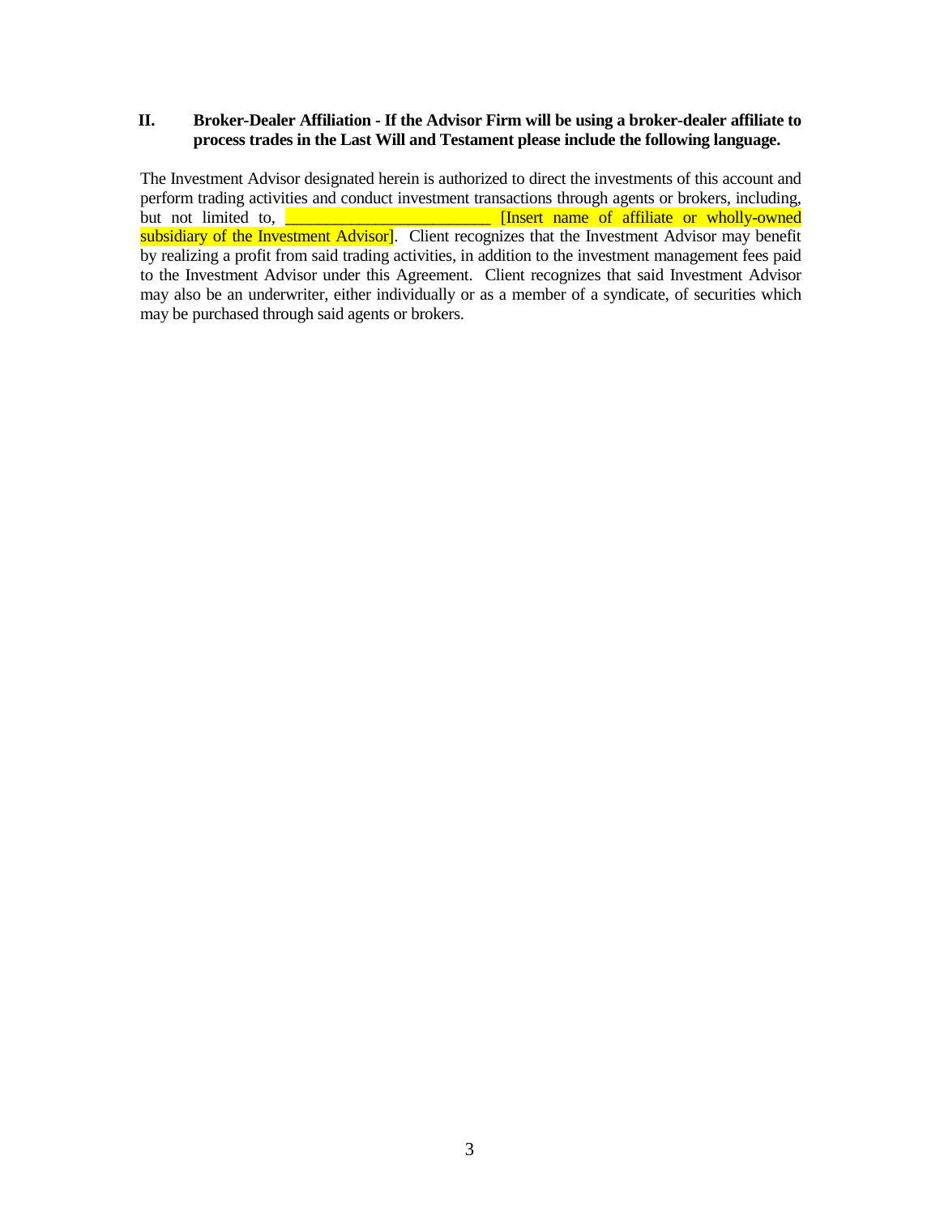**II. Broker-Dealer Affiliation - If the Advisor Firm will be using a broker-dealer affiliate to process trades in the Last Will and Testament please include the following language.**

The Investment Advisor designated herein is authorized to direct the investments of this account and perform trading activities and conduct investment transactions through agents or brokers, including, but not limited to, ________________________ [Insert name of affiliate or wholly-owned subsidiary of the Investment Advisor]. Client recognizes that the Investment Advisor may benefit by realizing a profit from said trading activities, in addition to the investment management fees paid to the Investment Advisor under this Agreement. Client recognizes that said Investment Advisor may also be an underwriter, either individually or as a member of a syndicate, of securities which may be purchased through said agents or brokers.